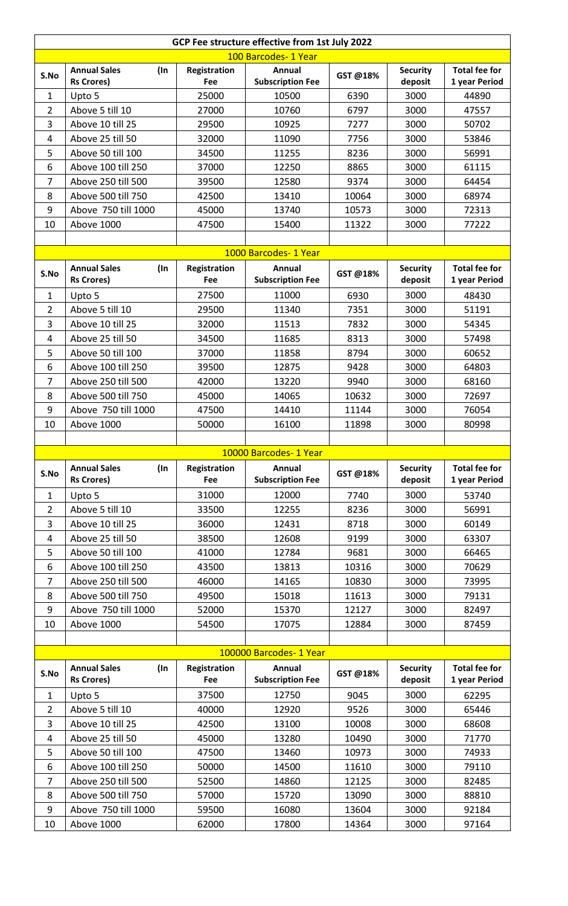# GCP Fee structure effective from 1st July 2022

## 100 Barcodes- 1 Year

| S.No | Annual Sales (In Rs Crores) | Registration Fee | Annual Subscription Fee | GST @18% | Security deposit | Total fee for 1 year Period |
|---|---|---|---|---|---|---|
| 1 | Upto 5 | 25000 | 10500 | 6390 | 3000 | 44890 |
| 2 | Above 5 till 10 | 27000 | 10760 | 6797 | 3000 | 47557 |
| 3 | Above 10 till 25 | 29500 | 10925 | 7277 | 3000 | 50702 |
| 4 | Above 25 till 50 | 32000 | 11090 | 7756 | 3000 | 53846 |
| 5 | Above 50 till 100 | 34500 | 11255 | 8236 | 3000 | 56991 |
| 6 | Above 100 till 250 | 37000 | 12250 | 8865 | 3000 | 61115 |
| 7 | Above 250 till 500 | 39500 | 12580 | 9374 | 3000 | 64454 |
| 8 | Above 500 till 750 | 42500 | 13410 | 10064 | 3000 | 68974 |
| 9 | Above 750 till 1000 | 45000 | 13740 | 10573 | 3000 | 72313 |
| 10 | Above 1000 | 47500 | 15400 | 11322 | 3000 | 77222 |

## 1000 Barcodes- 1 Year

| S.No | Annual Sales (In Rs Crores) | Registration Fee | Annual Subscription Fee | GST @18% | Security deposit | Total fee for 1 year Period |
|---|---|---|---|---|---|---|
| 1 | Upto 5 | 27500 | 11000 | 6930 | 3000 | 48430 |
| 2 | Above 5 till 10 | 29500 | 11340 | 7351 | 3000 | 51191 |
| 3 | Above 10 till 25 | 32000 | 11513 | 7832 | 3000 | 54345 |
| 4 | Above 25 till 50 | 34500 | 11685 | 8313 | 3000 | 57498 |
| 5 | Above 50 till 100 | 37000 | 11858 | 8794 | 3000 | 60652 |
| 6 | Above 100 till 250 | 39500 | 12875 | 9428 | 3000 | 64803 |
| 7 | Above 250 till 500 | 42000 | 13220 | 9940 | 3000 | 68160 |
| 8 | Above 500 till 750 | 45000 | 14065 | 10632 | 3000 | 72697 |
| 9 | Above 750 till 1000 | 47500 | 14410 | 11144 | 3000 | 76054 |
| 10 | Above 1000 | 50000 | 16100 | 11898 | 3000 | 80998 |

## 10000 Barcodes- 1 Year

| S.No | Annual Sales (In Rs Crores) | Registration Fee | Annual Subscription Fee | GST @18% | Security deposit | Total fee for 1 year Period |
|---|---|---|---|---|---|---|
| 1 | Upto 5 | 31000 | 12000 | 7740 | 3000 | 53740 |
| 2 | Above 5 till 10 | 33500 | 12255 | 8236 | 3000 | 56991 |
| 3 | Above 10 till 25 | 36000 | 12431 | 8718 | 3000 | 60149 |
| 4 | Above 25 till 50 | 38500 | 12608 | 9199 | 3000 | 63307 |
| 5 | Above 50 till 100 | 41000 | 12784 | 9681 | 3000 | 66465 |
| 6 | Above 100 till 250 | 43500 | 13813 | 10316 | 3000 | 70629 |
| 7 | Above 250 till 500 | 46000 | 14165 | 10830 | 3000 | 73995 |
| 8 | Above 500 till 750 | 49500 | 15018 | 11613 | 3000 | 79131 |
| 9 | Above 750 till 1000 | 52000 | 15370 | 12127 | 3000 | 82497 |
| 10 | Above 1000 | 54500 | 17075 | 12884 | 3000 | 87459 |

## 100000 Barcodes- 1 Year

| S.No | Annual Sales (In Rs Crores) | Registration Fee | Annual Subscription Fee | GST @18% | Security deposit | Total fee for 1 year Period |
|---|---|---|---|---|---|---|
| 1 | Upto 5 | 37500 | 12750 | 9045 | 3000 | 62295 |
| 2 | Above 5 till 10 | 40000 | 12920 | 9526 | 3000 | 65446 |
| 3 | Above 10 till 25 | 42500 | 13100 | 10008 | 3000 | 68608 |
| 4 | Above 25 till 50 | 45000 | 13280 | 10490 | 3000 | 71770 |
| 5 | Above 50 till 100 | 47500 | 13460 | 10973 | 3000 | 74933 |
| 6 | Above 100 till 250 | 50000 | 14500 | 11610 | 3000 | 79110 |
| 7 | Above 250 till 500 | 52500 | 14860 | 12125 | 3000 | 82485 |
| 8 | Above 500 till 750 | 57000 | 15720 | 13090 | 3000 | 88810 |
| 9 | Above 750 till 1000 | 59500 | 16080 | 13604 | 3000 | 92184 |
| 10 | Above 1000 | 62000 | 17800 | 14364 | 3000 | 97164 |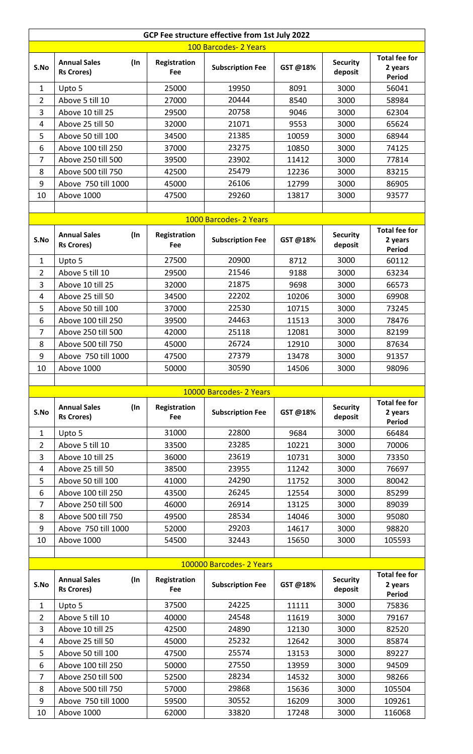## GCP Fee structure effective from 1st July 2022

### 100 Barcodes- 2 Years

| S.No | Annual Sales (In Rs Crores) | Registration Fee | Subscription Fee | GST @18% | Security deposit | Total fee for 2 years Period |
|---|---|---|---|---|---|---|
| 1 | Upto 5 | 25000 | 19950 | 8091 | 3000 | 56041 |
| 2 | Above 5 till 10 | 27000 | 20444 | 8540 | 3000 | 58984 |
| 3 | Above 10 till 25 | 29500 | 20758 | 9046 | 3000 | 62304 |
| 4 | Above 25 till 50 | 32000 | 21071 | 9553 | 3000 | 65624 |
| 5 | Above 50 till 100 | 34500 | 21385 | 10059 | 3000 | 68944 |
| 6 | Above 100 till 250 | 37000 | 23275 | 10850 | 3000 | 74125 |
| 7 | Above 250 till 500 | 39500 | 23902 | 11412 | 3000 | 77814 |
| 8 | Above 500 till 750 | 42500 | 25479 | 12236 | 3000 | 83215 |
| 9 | Above 750 till 1000 | 45000 | 26106 | 12799 | 3000 | 86905 |
| 10 | Above 1000 | 47500 | 29260 | 13817 | 3000 | 93577 |

### 1000 Barcodes- 2 Years

| S.No | Annual Sales (In Rs Crores) | Registration Fee | Subscription Fee | GST @18% | Security deposit | Total fee for 2 years Period |
|---|---|---|---|---|---|---|
| 1 | Upto 5 | 27500 | 20900 | 8712 | 3000 | 60112 |
| 2 | Above 5 till 10 | 29500 | 21546 | 9188 | 3000 | 63234 |
| 3 | Above 10 till 25 | 32000 | 21875 | 9698 | 3000 | 66573 |
| 4 | Above 25 till 50 | 34500 | 22202 | 10206 | 3000 | 69908 |
| 5 | Above 50 till 100 | 37000 | 22530 | 10715 | 3000 | 73245 |
| 6 | Above 100 till 250 | 39500 | 24463 | 11513 | 3000 | 78476 |
| 7 | Above 250 till 500 | 42000 | 25118 | 12081 | 3000 | 82199 |
| 8 | Above 500 till 750 | 45000 | 26724 | 12910 | 3000 | 87634 |
| 9 | Above 750 till 1000 | 47500 | 27379 | 13478 | 3000 | 91357 |
| 10 | Above 1000 | 50000 | 30590 | 14506 | 3000 | 98096 |

### 10000 Barcodes- 2 Years

| S.No | Annual Sales (In Rs Crores) | Registration Fee | Subscription Fee | GST @18% | Security deposit | Total fee for 2 years Period |
|---|---|---|---|---|---|---|
| 1 | Upto 5 | 31000 | 22800 | 9684 | 3000 | 66484 |
| 2 | Above 5 till 10 | 33500 | 23285 | 10221 | 3000 | 70006 |
| 3 | Above 10 till 25 | 36000 | 23619 | 10731 | 3000 | 73350 |
| 4 | Above 25 till 50 | 38500 | 23955 | 11242 | 3000 | 76697 |
| 5 | Above 50 till 100 | 41000 | 24290 | 11752 | 3000 | 80042 |
| 6 | Above 100 till 250 | 43500 | 26245 | 12554 | 3000 | 85299 |
| 7 | Above 250 till 500 | 46000 | 26914 | 13125 | 3000 | 89039 |
| 8 | Above 500 till 750 | 49500 | 28534 | 14046 | 3000 | 95080 |
| 9 | Above 750 till 1000 | 52000 | 29203 | 14617 | 3000 | 98820 |
| 10 | Above 1000 | 54500 | 32443 | 15650 | 3000 | 105593 |

### 100000 Barcodes- 2 Years

| S.No | Annual Sales (In Rs Crores) | Registration Fee | Subscription Fee | GST @18% | Security deposit | Total fee for 2 years Period |
|---|---|---|---|---|---|---|
| 1 | Upto 5 | 37500 | 24225 | 11111 | 3000 | 75836 |
| 2 | Above 5 till 10 | 40000 | 24548 | 11619 | 3000 | 79167 |
| 3 | Above 10 till 25 | 42500 | 24890 | 12130 | 3000 | 82520 |
| 4 | Above 25 till 50 | 45000 | 25232 | 12642 | 3000 | 85874 |
| 5 | Above 50 till 100 | 47500 | 25574 | 13153 | 3000 | 89227 |
| 6 | Above 100 till 250 | 50000 | 27550 | 13959 | 3000 | 94509 |
| 7 | Above 250 till 500 | 52500 | 28234 | 14532 | 3000 | 98266 |
| 8 | Above 500 till 750 | 57000 | 29868 | 15636 | 3000 | 105504 |
| 9 | Above 750 till 1000 | 59500 | 30552 | 16209 | 3000 | 109261 |
| 10 | Above 1000 | 62000 | 33820 | 17248 | 3000 | 116068 |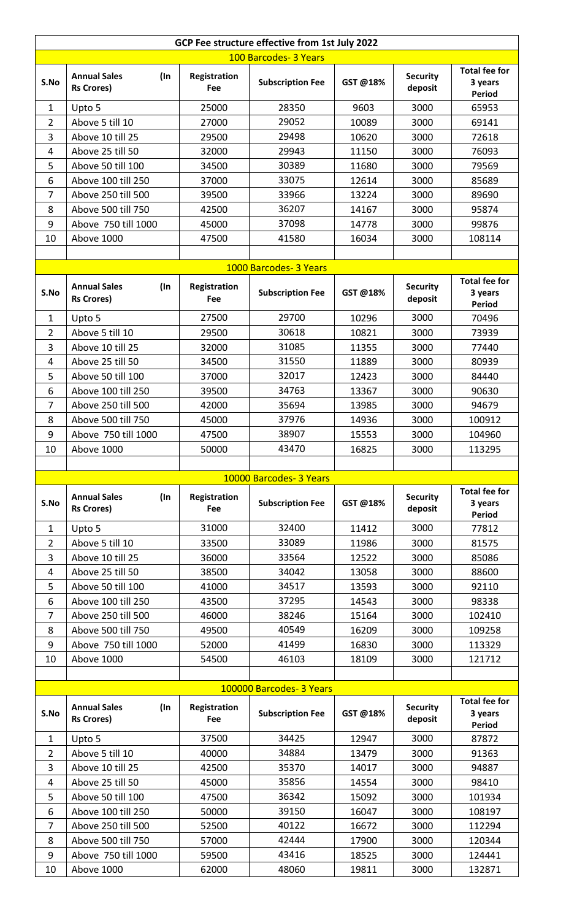# GCP Fee structure effective from 1st July 2022

## 100 Barcodes- 3 Years

| S.No | Annual Sales (In Rs Crores) | Registration Fee | Subscription Fee | GST @18% | Security deposit | Total fee for 3 years Period |
|---|---|---|---|---|---|---|
| 1 | Upto 5 | 25000 | 28350 | 9603 | 3000 | 65953 |
| 2 | Above 5 till 10 | 27000 | 29052 | 10089 | 3000 | 69141 |
| 3 | Above 10 till 25 | 29500 | 29498 | 10620 | 3000 | 72618 |
| 4 | Above 25 till 50 | 32000 | 29943 | 11150 | 3000 | 76093 |
| 5 | Above 50 till 100 | 34500 | 30389 | 11680 | 3000 | 79569 |
| 6 | Above 100 till 250 | 37000 | 33075 | 12614 | 3000 | 85689 |
| 7 | Above 250 till 500 | 39500 | 33966 | 13224 | 3000 | 89690 |
| 8 | Above 500 till 750 | 42500 | 36207 | 14167 | 3000 | 95874 |
| 9 | Above 750 till 1000 | 45000 | 37098 | 14778 | 3000 | 99876 |
| 10 | Above 1000 | 47500 | 41580 | 16034 | 3000 | 108114 |

## 1000 Barcodes- 3 Years

| S.No | Annual Sales (In Rs Crores) | Registration Fee | Subscription Fee | GST @18% | Security deposit | Total fee for 3 years Period |
|---|---|---|---|---|---|---|
| 1 | Upto 5 | 27500 | 29700 | 10296 | 3000 | 70496 |
| 2 | Above 5 till 10 | 29500 | 30618 | 10821 | 3000 | 73939 |
| 3 | Above 10 till 25 | 32000 | 31085 | 11355 | 3000 | 77440 |
| 4 | Above 25 till 50 | 34500 | 31550 | 11889 | 3000 | 80939 |
| 5 | Above 50 till 100 | 37000 | 32017 | 12423 | 3000 | 84440 |
| 6 | Above 100 till 250 | 39500 | 34763 | 13367 | 3000 | 90630 |
| 7 | Above 250 till 500 | 42000 | 35694 | 13985 | 3000 | 94679 |
| 8 | Above 500 till 750 | 45000 | 37976 | 14936 | 3000 | 100912 |
| 9 | Above 750 till 1000 | 47500 | 38907 | 15553 | 3000 | 104960 |
| 10 | Above 1000 | 50000 | 43470 | 16825 | 3000 | 113295 |

## 10000 Barcodes- 3 Years

| S.No | Annual Sales (In Rs Crores) | Registration Fee | Subscription Fee | GST @18% | Security deposit | Total fee for 3 years Period |
|---|---|---|---|---|---|---|
| 1 | Upto 5 | 31000 | 32400 | 11412 | 3000 | 77812 |
| 2 | Above 5 till 10 | 33500 | 33089 | 11986 | 3000 | 81575 |
| 3 | Above 10 till 25 | 36000 | 33564 | 12522 | 3000 | 85086 |
| 4 | Above 25 till 50 | 38500 | 34042 | 13058 | 3000 | 88600 |
| 5 | Above 50 till 100 | 41000 | 34517 | 13593 | 3000 | 92110 |
| 6 | Above 100 till 250 | 43500 | 37295 | 14543 | 3000 | 98338 |
| 7 | Above 250 till 500 | 46000 | 38246 | 15164 | 3000 | 102410 |
| 8 | Above 500 till 750 | 49500 | 40549 | 16209 | 3000 | 109258 |
| 9 | Above 750 till 1000 | 52000 | 41499 | 16830 | 3000 | 113329 |
| 10 | Above 1000 | 54500 | 46103 | 18109 | 3000 | 121712 |

## 100000 Barcodes- 3 Years

| S.No | Annual Sales (In Rs Crores) | Registration Fee | Subscription Fee | GST @18% | Security deposit | Total fee for 3 years Period |
|---|---|---|---|---|---|---|
| 1 | Upto 5 | 37500 | 34425 | 12947 | 3000 | 87872 |
| 2 | Above 5 till 10 | 40000 | 34884 | 13479 | 3000 | 91363 |
| 3 | Above 10 till 25 | 42500 | 35370 | 14017 | 3000 | 94887 |
| 4 | Above 25 till 50 | 45000 | 35856 | 14554 | 3000 | 98410 |
| 5 | Above 50 till 100 | 47500 | 36342 | 15092 | 3000 | 101934 |
| 6 | Above 100 till 250 | 50000 | 39150 | 16047 | 3000 | 108197 |
| 7 | Above 250 till 500 | 52500 | 40122 | 16672 | 3000 | 112294 |
| 8 | Above 500 till 750 | 57000 | 42444 | 17900 | 3000 | 120344 |
| 9 | Above 750 till 1000 | 59500 | 43416 | 18525 | 3000 | 124441 |
| 10 | Above 1000 | 62000 | 48060 | 19811 | 3000 | 132871 |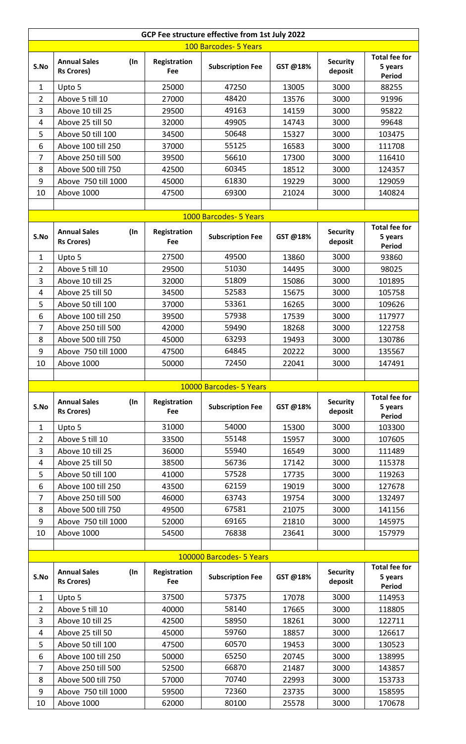## GCP Fee structure effective from 1st July 2022

### 100 Barcodes- 5 Years

| S.No | Annual Sales (In Rs Crores) | Registration Fee | Subscription Fee | GST @18% | Security deposit | Total fee for 5 years Period |
|---|---|---|---|---|---|---|
| 1 | Upto 5 | 25000 | 47250 | 13005 | 3000 | 88255 |
| 2 | Above 5 till 10 | 27000 | 48420 | 13576 | 3000 | 91996 |
| 3 | Above 10 till 25 | 29500 | 49163 | 14159 | 3000 | 95822 |
| 4 | Above 25 till 50 | 32000 | 49905 | 14743 | 3000 | 99648 |
| 5 | Above 50 till 100 | 34500 | 50648 | 15327 | 3000 | 103475 |
| 6 | Above 100 till 250 | 37000 | 55125 | 16583 | 3000 | 111708 |
| 7 | Above 250 till 500 | 39500 | 56610 | 17300 | 3000 | 116410 |
| 8 | Above 500 till 750 | 42500 | 60345 | 18512 | 3000 | 124357 |
| 9 | Above 750 till 1000 | 45000 | 61830 | 19229 | 3000 | 129059 |
| 10 | Above 1000 | 47500 | 69300 | 21024 | 3000 | 140824 |

### 1000 Barcodes- 5 Years

| S.No | Annual Sales (In Rs Crores) | Registration Fee | Subscription Fee | GST @18% | Security deposit | Total fee for 5 years Period |
|---|---|---|---|---|---|---|
| 1 | Upto 5 | 27500 | 49500 | 13860 | 3000 | 93860 |
| 2 | Above 5 till 10 | 29500 | 51030 | 14495 | 3000 | 98025 |
| 3 | Above 10 till 25 | 32000 | 51809 | 15086 | 3000 | 101895 |
| 4 | Above 25 till 50 | 34500 | 52583 | 15675 | 3000 | 105758 |
| 5 | Above 50 till 100 | 37000 | 53361 | 16265 | 3000 | 109626 |
| 6 | Above 100 till 250 | 39500 | 57938 | 17539 | 3000 | 117977 |
| 7 | Above 250 till 500 | 42000 | 59490 | 18268 | 3000 | 122758 |
| 8 | Above 500 till 750 | 45000 | 63293 | 19493 | 3000 | 130786 |
| 9 | Above 750 till 1000 | 47500 | 64845 | 20222 | 3000 | 135567 |
| 10 | Above 1000 | 50000 | 72450 | 22041 | 3000 | 147491 |

### 10000 Barcodes- 5 Years

| S.No | Annual Sales (In Rs Crores) | Registration Fee | Subscription Fee | GST @18% | Security deposit | Total fee for 5 years Period |
|---|---|---|---|---|---|---|
| 1 | Upto 5 | 31000 | 54000 | 15300 | 3000 | 103300 |
| 2 | Above 5 till 10 | 33500 | 55148 | 15957 | 3000 | 107605 |
| 3 | Above 10 till 25 | 36000 | 55940 | 16549 | 3000 | 111489 |
| 4 | Above 25 till 50 | 38500 | 56736 | 17142 | 3000 | 115378 |
| 5 | Above 50 till 100 | 41000 | 57528 | 17735 | 3000 | 119263 |
| 6 | Above 100 till 250 | 43500 | 62159 | 19019 | 3000 | 127678 |
| 7 | Above 250 till 500 | 46000 | 63743 | 19754 | 3000 | 132497 |
| 8 | Above 500 till 750 | 49500 | 67581 | 21075 | 3000 | 141156 |
| 9 | Above 750 till 1000 | 52000 | 69165 | 21810 | 3000 | 145975 |
| 10 | Above 1000 | 54500 | 76838 | 23641 | 3000 | 157979 |

### 100000 Barcodes- 5 Years

| S.No | Annual Sales (In Rs Crores) | Registration Fee | Subscription Fee | GST @18% | Security deposit | Total fee for 5 years Period |
|---|---|---|---|---|---|---|
| 1 | Upto 5 | 37500 | 57375 | 17078 | 3000 | 114953 |
| 2 | Above 5 till 10 | 40000 | 58140 | 17665 | 3000 | 118805 |
| 3 | Above 10 till 25 | 42500 | 58950 | 18261 | 3000 | 122711 |
| 4 | Above 25 till 50 | 45000 | 59760 | 18857 | 3000 | 126617 |
| 5 | Above 50 till 100 | 47500 | 60570 | 19453 | 3000 | 130523 |
| 6 | Above 100 till 250 | 50000 | 65250 | 20745 | 3000 | 138995 |
| 7 | Above 250 till 500 | 52500 | 66870 | 21487 | 3000 | 143857 |
| 8 | Above 500 till 750 | 57000 | 70740 | 22993 | 3000 | 153733 |
| 9 | Above 750 till 1000 | 59500 | 72360 | 23735 | 3000 | 158595 |
| 10 | Above 1000 | 62000 | 80100 | 25578 | 3000 | 170678 |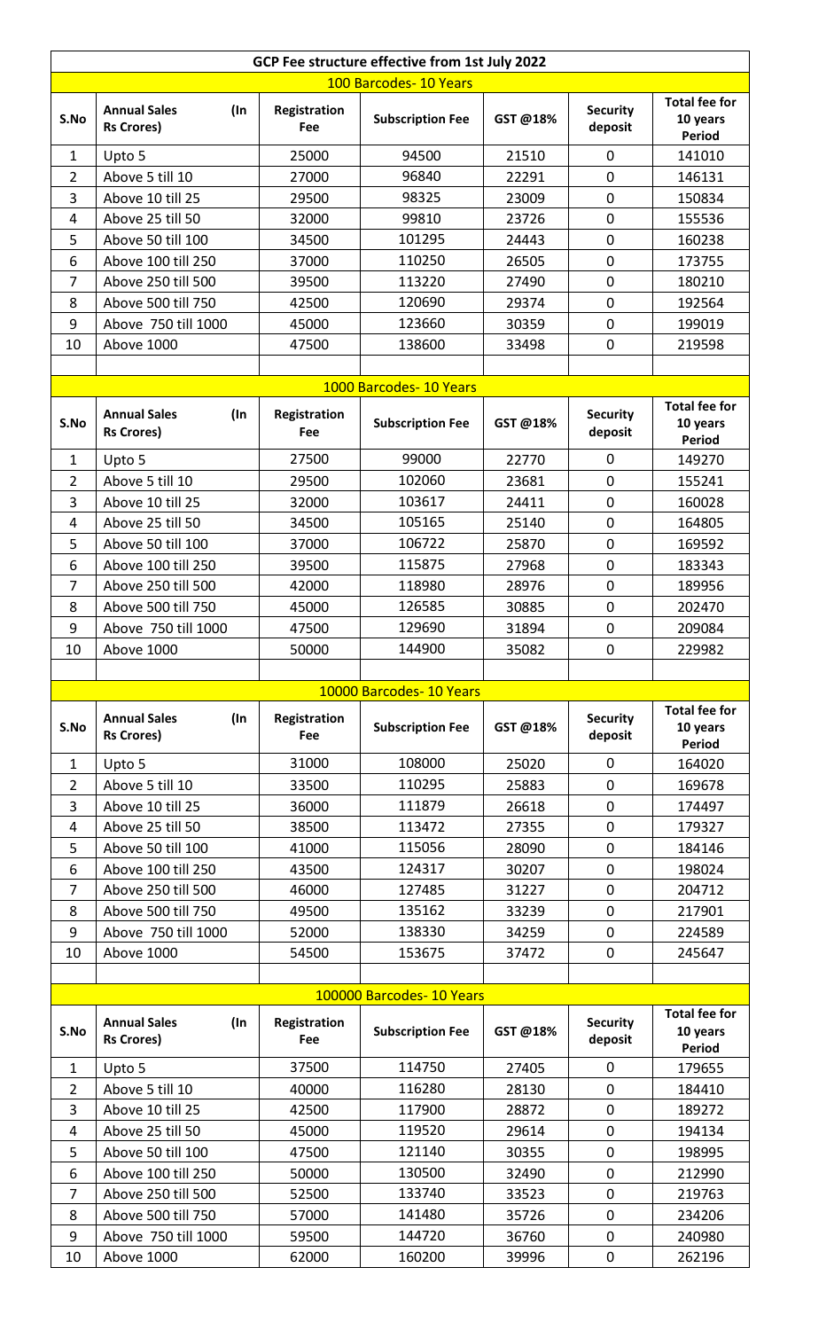# GCP Fee structure effective from 1st July 2022

## 100 Barcodes- 10 Years

| S.No | Annual Sales (In Rs Crores) | Registration Fee | Subscription Fee | GST @18% | Security deposit | Total fee for 10 years Period |
|---|---|---|---|---|---|---|
| 1 | Upto 5 | 25000 | 94500 | 21510 | 0 | 141010 |
| 2 | Above 5 till 10 | 27000 | 96840 | 22291 | 0 | 146131 |
| 3 | Above 10 till 25 | 29500 | 98325 | 23009 | 0 | 150834 |
| 4 | Above 25 till 50 | 32000 | 99810 | 23726 | 0 | 155536 |
| 5 | Above 50 till 100 | 34500 | 101295 | 24443 | 0 | 160238 |
| 6 | Above 100 till 250 | 37000 | 110250 | 26505 | 0 | 173755 |
| 7 | Above 250 till 500 | 39500 | 113220 | 27490 | 0 | 180210 |
| 8 | Above 500 till 750 | 42500 | 120690 | 29374 | 0 | 192564 |
| 9 | Above 750 till 1000 | 45000 | 123660 | 30359 | 0 | 199019 |
| 10 | Above 1000 | 47500 | 138600 | 33498 | 0 | 219598 |

## 1000 Barcodes- 10 Years

| S.No | Annual Sales (In Rs Crores) | Registration Fee | Subscription Fee | GST @18% | Security deposit | Total fee for 10 years Period |
|---|---|---|---|---|---|---|
| 1 | Upto 5 | 27500 | 99000 | 22770 | 0 | 149270 |
| 2 | Above 5 till 10 | 29500 | 102060 | 23681 | 0 | 155241 |
| 3 | Above 10 till 25 | 32000 | 103617 | 24411 | 0 | 160028 |
| 4 | Above 25 till 50 | 34500 | 105165 | 25140 | 0 | 164805 |
| 5 | Above 50 till 100 | 37000 | 106722 | 25870 | 0 | 169592 |
| 6 | Above 100 till 250 | 39500 | 115875 | 27968 | 0 | 183343 |
| 7 | Above 250 till 500 | 42000 | 118980 | 28976 | 0 | 189956 |
| 8 | Above 500 till 750 | 45000 | 126585 | 30885 | 0 | 202470 |
| 9 | Above 750 till 1000 | 47500 | 129690 | 31894 | 0 | 209084 |
| 10 | Above 1000 | 50000 | 144900 | 35082 | 0 | 229982 |

## 10000 Barcodes- 10 Years

| S.No | Annual Sales (In Rs Crores) | Registration Fee | Subscription Fee | GST @18% | Security deposit | Total fee for 10 years Period |
|---|---|---|---|---|---|---|
| 1 | Upto 5 | 31000 | 108000 | 25020 | 0 | 164020 |
| 2 | Above 5 till 10 | 33500 | 110295 | 25883 | 0 | 169678 |
| 3 | Above 10 till 25 | 36000 | 111879 | 26618 | 0 | 174497 |
| 4 | Above 25 till 50 | 38500 | 113472 | 27355 | 0 | 179327 |
| 5 | Above 50 till 100 | 41000 | 115056 | 28090 | 0 | 184146 |
| 6 | Above 100 till 250 | 43500 | 124317 | 30207 | 0 | 198024 |
| 7 | Above 250 till 500 | 46000 | 127485 | 31227 | 0 | 204712 |
| 8 | Above 500 till 750 | 49500 | 135162 | 33239 | 0 | 217901 |
| 9 | Above 750 till 1000 | 52000 | 138330 | 34259 | 0 | 224589 |
| 10 | Above 1000 | 54500 | 153675 | 37472 | 0 | 245647 |

## 100000 Barcodes- 10 Years

| S.No | Annual Sales (In Rs Crores) | Registration Fee | Subscription Fee | GST @18% | Security deposit | Total fee for 10 years Period |
|---|---|---|---|---|---|---|
| 1 | Upto 5 | 37500 | 114750 | 27405 | 0 | 179655 |
| 2 | Above 5 till 10 | 40000 | 116280 | 28130 | 0 | 184410 |
| 3 | Above 10 till 25 | 42500 | 117900 | 28872 | 0 | 189272 |
| 4 | Above 25 till 50 | 45000 | 119520 | 29614 | 0 | 194134 |
| 5 | Above 50 till 100 | 47500 | 121140 | 30355 | 0 | 198995 |
| 6 | Above 100 till 250 | 50000 | 130500 | 32490 | 0 | 212990 |
| 7 | Above 250 till 500 | 52500 | 133740 | 33523 | 0 | 219763 |
| 8 | Above 500 till 750 | 57000 | 141480 | 35726 | 0 | 234206 |
| 9 | Above 750 till 1000 | 59500 | 144720 | 36760 | 0 | 240980 |
| 10 | Above 1000 | 62000 | 160200 | 39996 | 0 | 262196 |